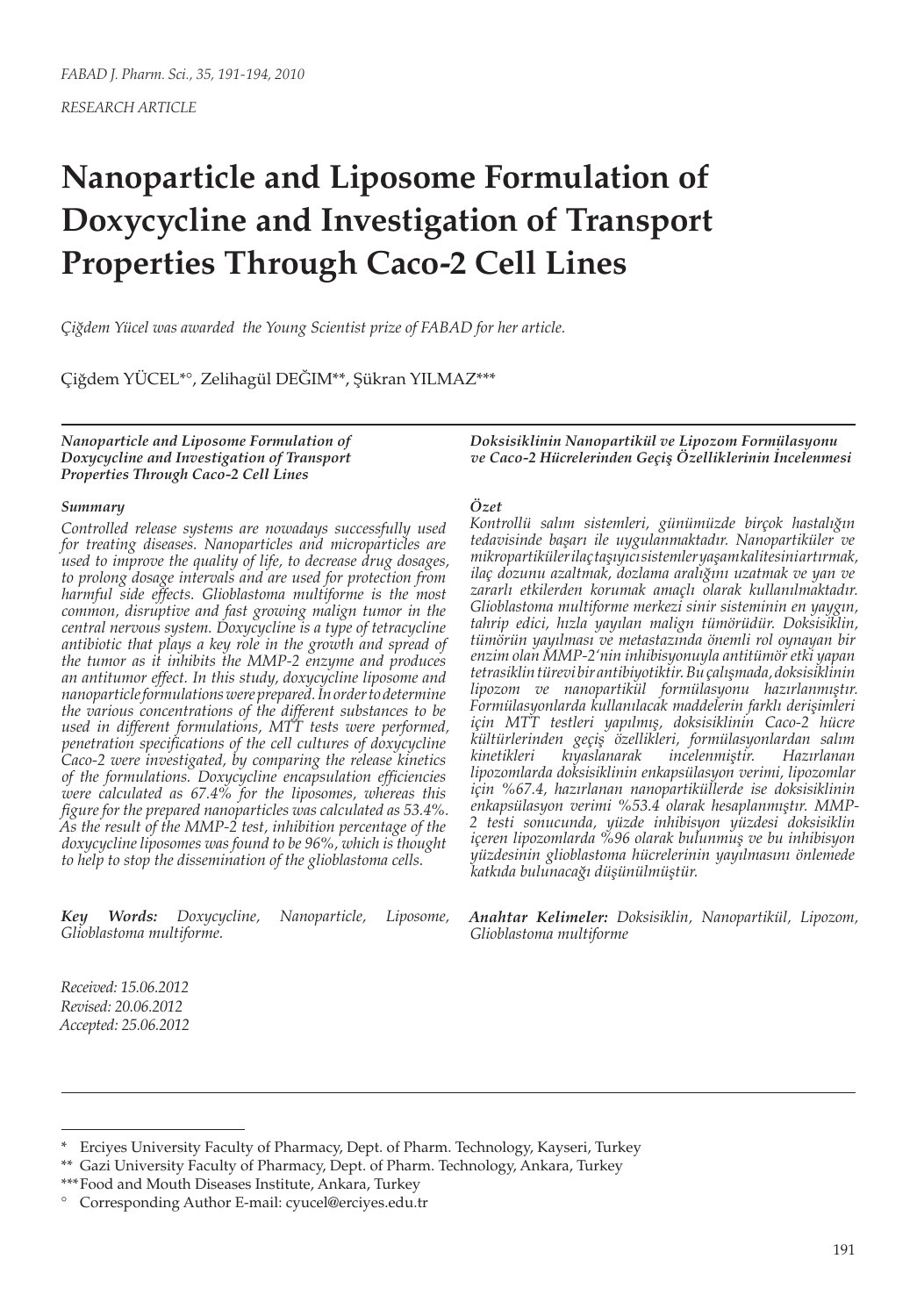*RESEARCH ARTICLE*

# Nanoparticle and Liposome Formulation of Doxycycline and Investigation of Transport Properties Through Caco-2 Cell Lines

*Çiğdem Yücel was awarded the Young Scientist prize of FABAD for her article.*

Çiğdem YÜCEL*°, Zelihagül DEĞİM**, Şükran YILMAZ***

***Nanoparticle and Liposome Formulation of Doxycycline and Investigation of Transport Properties Through Caco-2 Cell Lines***

***Summary***

*Controlled release systems are nowadays successfully used for treating diseases. Nanoparticles and microparticles are used to improve the quality of life, to decrease drug dosages, to prolong dosage intervals and are used for protection from harmful side effects. Glioblastoma multiforme is the most common, disruptive and fast growing malign tumor in the central nervous system. Doxycycline is a type of tetracycline antibiotic that plays a key role in the growth and spread of the tumor as it inhibits the MMP-2 enzyme and produces an antitumor effect. In this study, doxycycline liposome and nanoparticle formulations were prepared. In order to determine the various concentrations of the different substances to be used in different formulations, MTT tests were performed, penetration specifications of the cell cultures of doxycycline Caco-2 were investigated, by comparing the release kinetics of the formulations. Doxycycline encapsulation efficiencies were calculated as 67.4% for the liposomes, whereas this figure for the prepared nanoparticles was calculated as 53.4%. As the result of the MMP-2 test, inhibition percentage of the doxycycline liposomes was found to be 96%, which is thought to help to stop the dissemination of the glioblastoma cells.*

***Key Words:** Doxycycline, Nanoparticle, Liposome, Glioblastoma multiforme.*

*Received: 15.06.2012*
*Revised: 20.06.2012*
*Accepted: 25.06.2012*

***Doksisiklinin Nanopartikül ve Lipozom Formülasyonu ve Caco-2 Hücrelerinden Geçiş Özelliklerinin İncelenmesi***

***Özet***

*Kontrollü salım sistemleri, günümüzde birçok hastalığın tedavisinde başarı ile uygulanmaktadır. Nanopartiküler ve mikropartiküler ilaç taşıyıcı sistemler yaşam kalitesini artırmak, ilaç dozunu azaltmak, dozlama aralığını uzatmak ve yan ve zararlı etkilerden korumak amaçlı olarak kullanılmaktadır. Glioblastoma multiforme merkezi sinir sisteminin en yaygın, tahrip edici, hızla yayılan malign tümörüdür. Doksisiklin, tümörün yayılması ve metastazında önemli rol oynayan bir enzim olan MMP-2'nin inhibisyonuyla antitümör etki yapan tetrasiklin türevi bir antibiyotiktir. Bu çalışmada, doksisiklinin lipozom ve nanopartikül formülasyonu hazırlanmıştır. Formülasyonlarda kullanılacak maddelerin farklı derişimleri için MTT testleri yapılmış, doksisiklinin Caco-2 hücre kültürlerinden geçiş özellikleri, formülasyonlardan salım kinetikleri kıyaslanarak incelenmiştir. Hazırlanan lipozomlarda doksisiklinin enkapsülasyon verimi, lipozomlar için %67.4, hazırlanan nanopartiküllerde ise doksisiklinin enkapsülasyon verimi %53.4 olarak hesaplanmıştır. MMP-2 testi sonucunda, yüzde inhibisyon yüzdesi doksisiklin içeren lipozomlarda %96 olarak bulunmuş ve bu inhibisyon yüzdesinin glioblastoma hücrelerinin yayılmasını önlemede katkıda bulunacağı düşünülmüştür.*

***Anahtar Kelimeler:** Doksisiklin, Nanopartikül, Lipozom, Glioblastoma multiforme*

---

\* Erciyes University Faculty of Pharmacy, Dept. of Pharm. Technology, Kayseri, Turkey

\** Gazi University Faculty of Pharmacy, Dept. of Pharm. Technology, Ankara, Turkey

\*** Food and Mouth Diseases Institute, Ankara, Turkey

° Corresponding Author E-mail: cyucel@erciyes.edu.tr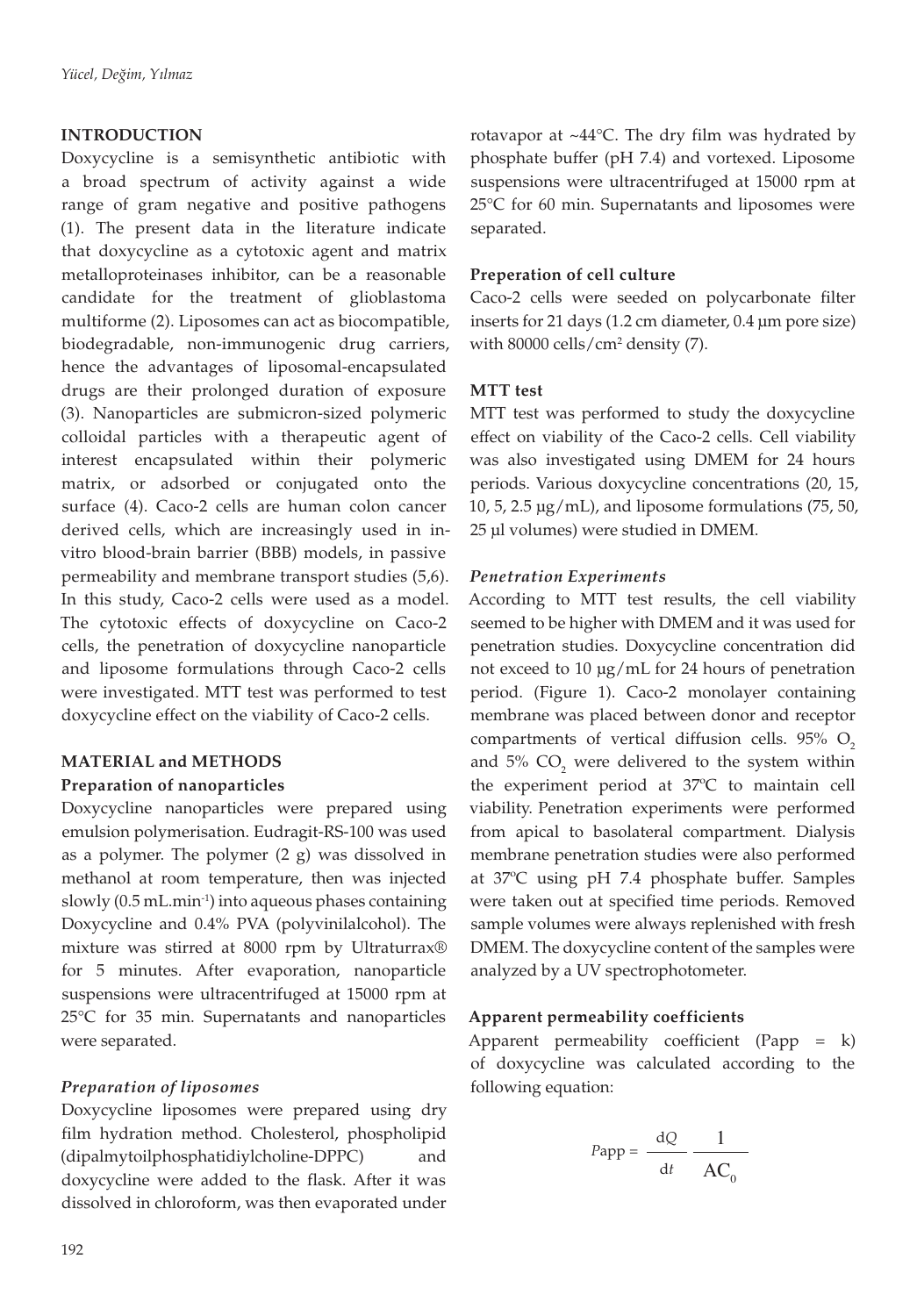## INTRODUCTION

Doxycycline is a semisynthetic antibiotic with a broad spectrum of activity against a wide range of gram negative and positive pathogens (1). The present data in the literature indicate that doxycycline as a cytotoxic agent and matrix metalloproteinases inhibitor, can be a reasonable candidate for the treatment of glioblastoma multiforme (2). Liposomes can act as biocompatible, biodegradable, non-immunogenic drug carriers, hence the advantages of liposomal-encapsulated drugs are their prolonged duration of exposure (3). Nanoparticles are submicron-sized polymeric colloidal particles with a therapeutic agent of interest encapsulated within their polymeric matrix, or adsorbed or conjugated onto the surface (4). Caco-2 cells are human colon cancer derived cells, which are increasingly used in in-vitro blood-brain barrier (BBB) models, in passive permeability and membrane transport studies (5,6). In this study, Caco-2 cells were used as a model. The cytotoxic effects of doxycycline on Caco-2 cells, the penetration of doxycycline nanoparticle and liposome formulations through Caco-2 cells were investigated. MTT test was performed to test doxycycline effect on the viability of Caco-2 cells.

## MATERIAL and METHODS

### Preparation of nanoparticles

Doxycycline nanoparticles were prepared using emulsion polymerisation. Eudragit-RS-100 was used as a polymer. The polymer (2 g) was dissolved in methanol at room temperature, then was injected slowly (0.5 $mL.min^{-1}$) into aqueous phases containing Doxycycline and 0.4% PVA (polyvinilalcohol). The mixture was stirred at 8000 rpm by Ultraturrax® for 5 minutes. After evaporation, nanoparticle suspensions were ultracentrifuged at 15000 rpm at 25°C for 35 min. Supernatants and nanoparticles were separated.

### *Preparation of liposomes*

Doxycycline liposomes were prepared using dry film hydration method. Cholesterol, phospholipid (dipalmytoilphosphatidiylcholine-DPPC) and doxycycline were added to the flask. After it was dissolved in chloroform, was then evaporated under rotavapor at ~44°C. The dry film was hydrated by phosphate buffer (pH 7.4) and vortexed. Liposome suspensions were ultracentrifuged at 15000 rpm at 25°C for 60 min. Supernatants and liposomes were separated.

### Preperation of cell culture

Caco-2 cells were seeded on polycarbonate filter inserts for 21 days (1.2 cm diameter, 0.4 µm pore size) with 80000 cells/$cm^2$ density (7).

### MTT test

MTT test was performed to study the doxycycline effect on viability of the Caco-2 cells. Cell viability was also investigated using DMEM for 24 hours periods. Various doxycycline concentrations (20, 15, 10, 5, 2.5 µg/mL), and liposome formulations (75, 50, 25 µl volumes) were studied in DMEM.

### *Penetration Experiments*

According to MTT test results, the cell viability seemed to be higher with DMEM and it was used for penetration studies. Doxycycline concentration did not exceed to 10 µg/mL for 24 hours of penetration period. (Figure 1). Caco-2 monolayer containing membrane was placed between donor and receptor compartments of vertical diffusion cells. 95% $O_2$ and 5% $CO_2$ were delivered to the system within the experiment period at 37ºC to maintain cell viability. Penetration experiments were performed from apical to basolateral compartment. Dialysis membrane penetration studies were also performed at 37ºC using pH 7.4 phosphate buffer. Samples were taken out at specified time periods. Removed sample volumes were always replenished with fresh DMEM. The doxycycline content of the samples were analyzed by a UV spectrophotometer.

### Apparent permeability coefficients

Apparent permeability coefficient (Papp = k) of doxycycline was calculated according to the following equation:

$$Papp = \frac{dQ}{dt}\,\frac{1}{AC_0}$$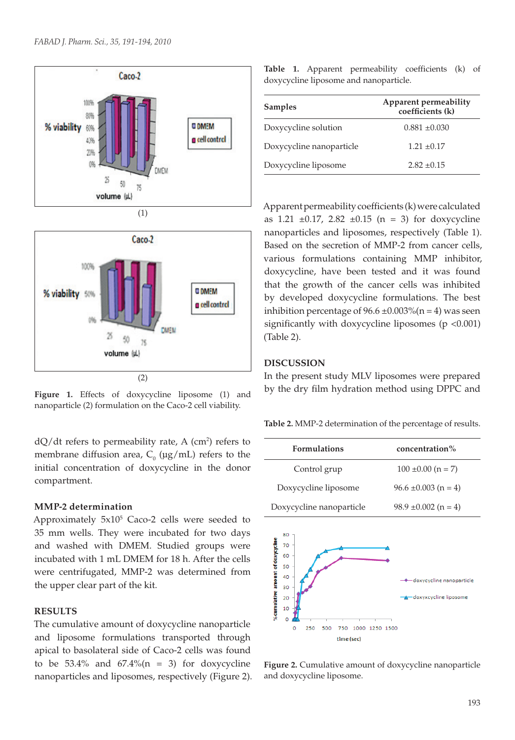**Figure 1.** Effects of doxycycline liposome (1) and nanoparticle (2) formulation on the Caco-2 cell viability.

dQ/dt refers to permeability rate, A ($cm^2$) refers to membrane diffusion area, $C_0$ (μg/mL) refers to the initial concentration of doxycycline in the donor compartment.

### MMP-2 determination

Approximately $5x10^5$ Caco-2 cells were seeded to 35 mm wells. They were incubated for two days and washed with DMEM. Studied groups were incubated with 1 mL DMEM for 18 h. After the cells were centrifugated, MMP-2 was determined from the upper clear part of the kit.

## RESULTS

The cumulative amount of doxycycline nanoparticle and liposome formulations transported through apical to basolateral side of Caco-2 cells was found to be 53.4% and 67.4%(n = 3) for doxycycline nanoparticles and liposomes, respectively (Figure 2).

**Table 1.** Apparent permeability coefficients (k) of doxycycline liposome and nanoparticle.

| Samples | Apparent permeability coefficients (k) |
|---|---|
| Doxycycline solution | 0.881 ±0.030 |
| Doxycycline nanoparticle | 1.21 ±0.17 |
| Doxycycline liposome | 2.82 ±0.15 |

Apparent permeability coefficients (k) were calculated as 1.21 ±0.17, 2.82 ±0.15 (n = 3) for doxycycline nanoparticles and liposomes, respectively (Table 1). Based on the secretion of MMP-2 from cancer cells, various formulations containing MMP inhibitor, doxycycline, have been tested and it was found that the growth of the cancer cells was inhibited by developed doxycycline formulations. The best inhibition percentage of 96.6 ±0.003%(n = 4) was seen significantly with doxycycline liposomes ($p < 0.001$) (Table 2).

## DISCUSSION

In the present study MLV liposomes were prepared by the dry film hydration method using DPPC and

**Table 2.** MMP-2 determination of the percentage of results.

| Formulations | concentration% |
|---|---|
| Control grup | 100 ±0.00 (n = 7) |
| Doxycycline liposome | 96.6 ±0.003 (n = 4) |
| Doxycycline nanoparticle | 98.9 ±0.002 (n = 4) |

**Figure 2.** Cumulative amount of doxycycline nanoparticle and doxycycline liposome.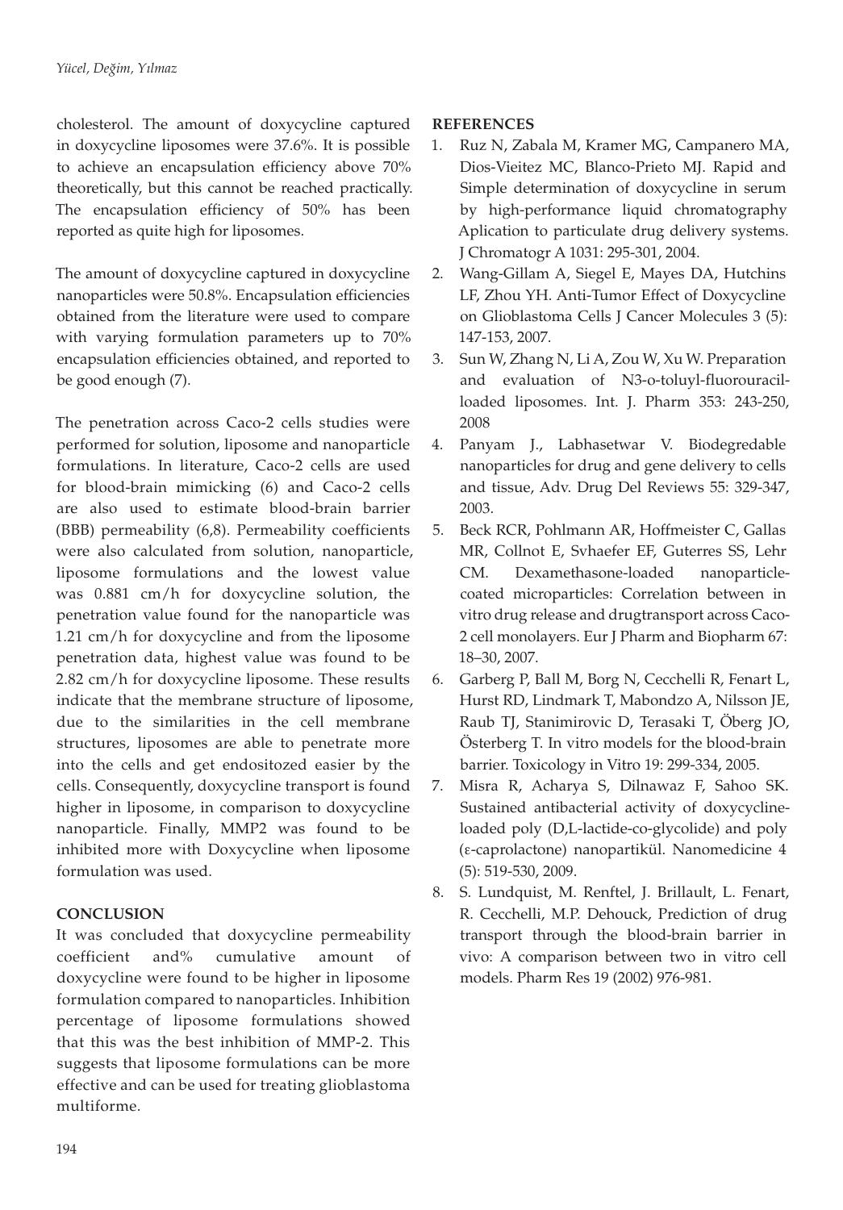cholesterol. The amount of doxycycline captured in doxycycline liposomes were 37.6%. It is possible to achieve an encapsulation efficiency above 70% theoretically, but this cannot be reached practically. The encapsulation efficiency of 50% has been reported as quite high for liposomes.

The amount of doxycycline captured in doxycycline nanoparticles were 50.8%. Encapsulation efficiencies obtained from the literature were used to compare with varying formulation parameters up to 70% encapsulation efficiencies obtained, and reported to be good enough (7).

The penetration across Caco-2 cells studies were performed for solution, liposome and nanoparticle formulations. In literature, Caco-2 cells are used for blood-brain mimicking (6) and Caco-2 cells are also used to estimate blood-brain barrier (BBB) permeability (6,8). Permeability coefficients were also calculated from solution, nanoparticle, liposome formulations and the lowest value was 0.881 cm/h for doxycycline solution, the penetration value found for the nanoparticle was 1.21 cm/h for doxycycline and from the liposome penetration data, highest value was found to be 2.82 cm/h for doxycycline liposome. These results indicate that the membrane structure of liposome, due to the similarities in the cell membrane structures, liposomes are able to penetrate more into the cells and get endositozed easier by the cells. Consequently, doxycycline transport is found higher in liposome, in comparison to doxycycline nanoparticle. Finally, MMP2 was found to be inhibited more with Doxycycline when liposome formulation was used.

## CONCLUSION

It was concluded that doxycycline permeability coefficient and% cumulative amount of doxycycline were found to be higher in liposome formulation compared to nanoparticles. Inhibition percentage of liposome formulations showed that this was the best inhibition of MMP-2. This suggests that liposome formulations can be more effective and can be used for treating glioblastoma multiforme.

## REFERENCES

1. Ruz N, Zabala M, Kramer MG, Campanero MA, Dios-Vieitez MC, Blanco-Prieto MJ. Rapid and Simple determination of doxycycline in serum by high-performance liquid chromatography Aplication to particulate drug delivery systems. J Chromatogr A 1031: 295-301, 2004.
2. Wang-Gillam A, Siegel E, Mayes DA, Hutchins LF, Zhou YH. Anti-Tumor Effect of Doxycycline on Glioblastoma Cells J Cancer Molecules 3 (5): 147-153, 2007.
3. Sun W, Zhang N, Li A, Zou W, Xu W. Preparation and evaluation of N3-o-toluyl-fluorouracil-loaded liposomes. Int. J. Pharm 353: 243-250, 2008
4. Panyam J., Labhasetwar V. Biodegredable nanoparticles for drug and gene delivery to cells and tissue, Adv. Drug Del Reviews 55: 329-347, 2003.
5. Beck RCR, Pohlmann AR, Hoffmeister C, Gallas MR, Collnot E, Svhaefer EF, Guterres SS, Lehr CM. Dexamethasone-loaded nanoparticle-coated microparticles: Correlation between in vitro drug release and drugtransport across Caco-2 cell monolayers. Eur J Pharm and Biopharm 67: 18–30, 2007.
6. Garberg P, Ball M, Borg N, Cecchelli R, Fenart L, Hurst RD, Lindmark T, Mabondzo A, Nilsson JE, Raub TJ, Stanimirovic D, Terasaki T, Öberg JO, Österberg T. In vitro models for the blood-brain barrier. Toxicology in Vitro 19: 299-334, 2005.
7. Misra R, Acharya S, Dilnawaz F, Sahoo SK. Sustained antibacterial activity of doxycycline-loaded poly (D,L-lactide-co-glycolide) and poly (ε-caprolactone) nanopartikül. Nanomedicine 4 (5): 519-530, 2009.
8. S. Lundquist, M. Renftel, J. Brillault, L. Fenart, R. Cecchelli, M.P. Dehouck, Prediction of drug transport through the blood-brain barrier in vivo: A comparison between two in vitro cell models. Pharm Res 19 (2002) 976-981.